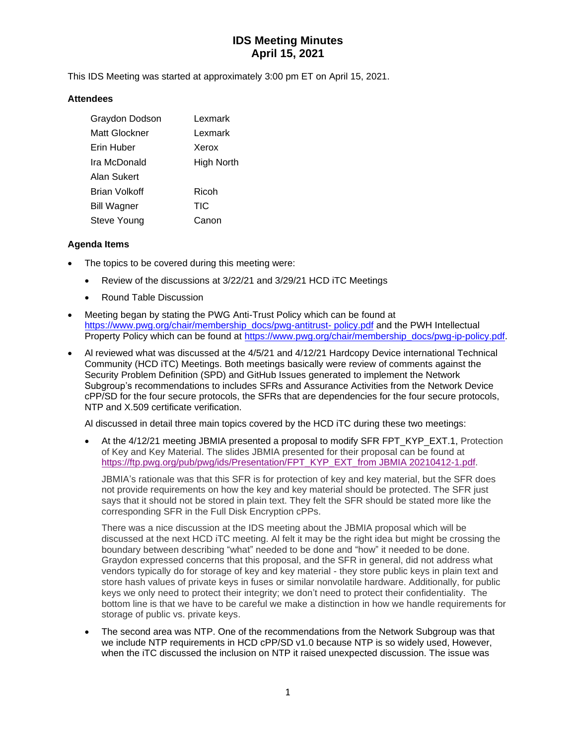# IDS Meeting Minutes
# April 15, 2021

This IDS Meeting was started at approximately 3:00 pm ET on April 15, 2021.

### Attendees

| | |
|---|---|
| Graydon Dodson | Lexmark |
| Matt Glockner | Lexmark |
| Erin Huber | Xerox |
| Ira McDonald | High North |
| Alan Sukert | |
| Brian Volkoff | Ricoh |
| Bill Wagner | TIC |
| Steve Young | Canon |

### Agenda Items

- The topics to be covered during this meeting were:
  - Review of the discussions at 3/22/21 and 3/29/21 HCD iTC Meetings
  - Round Table Discussion
- Meeting began by stating the PWG Anti-Trust Policy which can be found at https://www.pwg.org/chair/membership_docs/pwg-antitrust- policy.pdf and the PWH Intellectual Property Policy which can be found at https://www.pwg.org/chair/membership_docs/pwg-ip-policy.pdf.
- Al reviewed what was discussed at the 4/5/21 and 4/12/21 Hardcopy Device international Technical Community (HCD iTC) Meetings. Both meetings basically were review of comments against the Security Problem Definition (SPD) and GitHub Issues generated to implement the Network Subgroup's recommendations to includes SFRs and Assurance Activities from the Network Device cPP/SD for the four secure protocols, the SFRs that are dependencies for the four secure protocols, NTP and X.509 certificate verification.

  Al discussed in detail three main topics covered by the HCD iTC during these two meetings:

  - At the 4/12/21 meeting JBMIA presented a proposal to modify SFR FPT_KYP_EXT.1, Protection of Key and Key Material. The slides JBMIA presented for their proposal can be found at https://ftp.pwg.org/pub/pwg/ids/Presentation/FPT_KYP_EXT_from JBMIA 20210412-1.pdf.

    JBMIA's rationale was that this SFR is for protection of key and key material, but the SFR does not provide requirements on how the key and key material should be protected. The SFR just says that it should not be stored in plain text. They felt the SFR should be stated more like the corresponding SFR in the Full Disk Encryption cPPs.

    There was a nice discussion at the IDS meeting about the JBMIA proposal which will be discussed at the next HCD iTC meeting. Al felt it may be the right idea but might be crossing the boundary between describing "what" needed to be done and "how" it needed to be done. Graydon expressed concerns that this proposal, and the SFR in general, did not address what vendors typically do for storage of key and key material - they store public keys in plain text and store hash values of private keys in fuses or similar nonvolatile hardware. Additionally, for public keys we only need to protect their integrity; we don't need to protect their confidentiality. The bottom line is that we have to be careful we make a distinction in how we handle requirements for storage of public vs. private keys.

  - The second area was NTP. One of the recommendations from the Network Subgroup was that we include NTP requirements in HCD cPP/SD v1.0 because NTP is so widely used, However, when the iTC discussed the inclusion on NTP it raised unexpected discussion. The issue was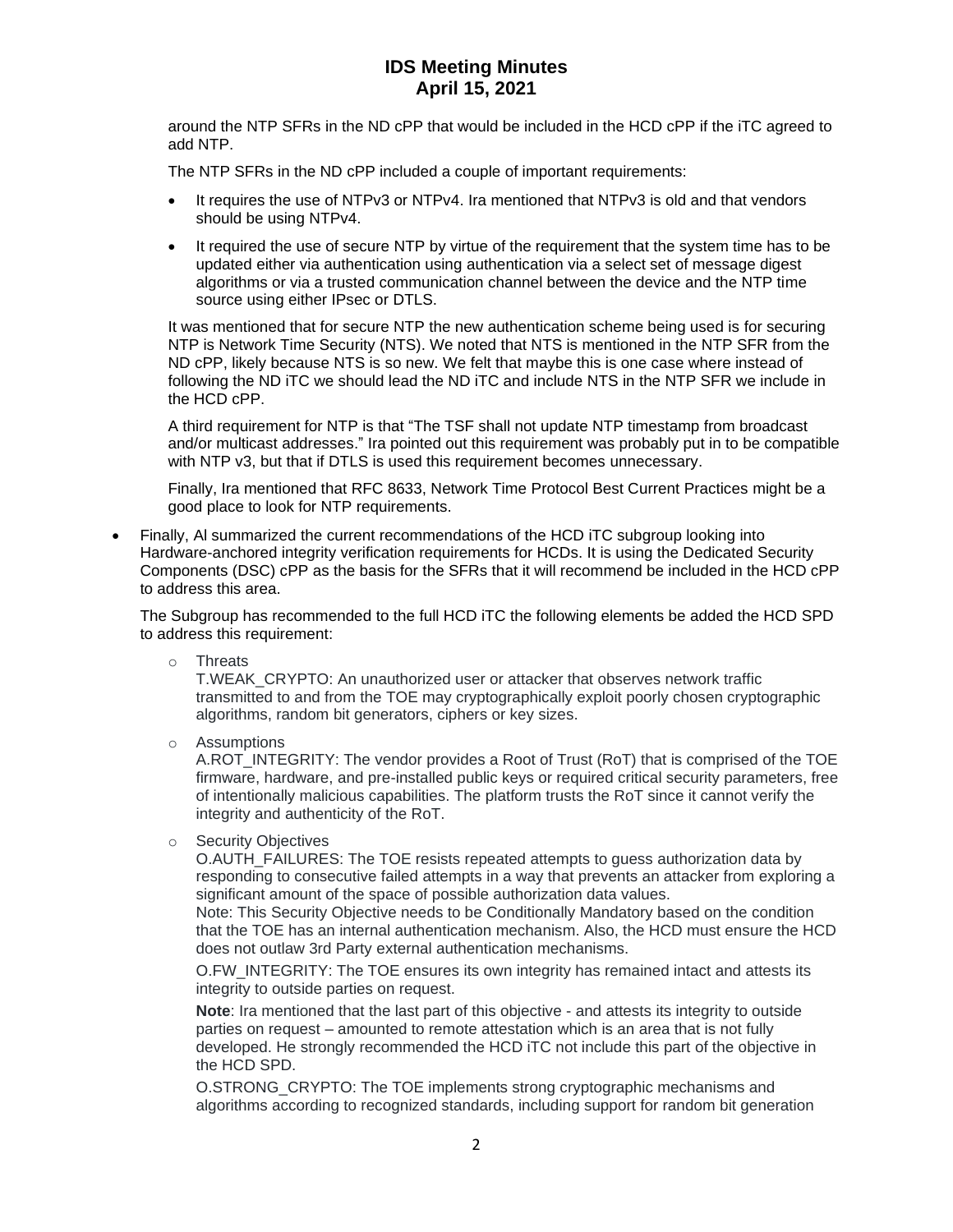around the NTP SFRs in the ND cPP that would be included in the HCD cPP if the iTC agreed to add NTP.

The NTP SFRs in the ND cPP included a couple of important requirements:

- It requires the use of NTPv3 or NTPv4. Ira mentioned that NTPv3 is old and that vendors should be using NTPv4.
- It required the use of secure NTP by virtue of the requirement that the system time has to be updated either via authentication using authentication via a select set of message digest algorithms or via a trusted communication channel between the device and the NTP time source using either IPsec or DTLS.

It was mentioned that for secure NTP the new authentication scheme being used is for securing NTP is Network Time Security (NTS). We noted that NTS is mentioned in the NTP SFR from the ND cPP, likely because NTS is so new. We felt that maybe this is one case where instead of following the ND iTC we should lead the ND iTC and include NTS in the NTP SFR we include in the HCD cPP.

A third requirement for NTP is that "The TSF shall not update NTP timestamp from broadcast and/or multicast addresses." Ira pointed out this requirement was probably put in to be compatible with NTP v3, but that if DTLS is used this requirement becomes unnecessary.

Finally, Ira mentioned that RFC 8633, Network Time Protocol Best Current Practices might be a good place to look for NTP requirements.

- Finally, Al summarized the current recommendations of the HCD iTC subgroup looking into Hardware-anchored integrity verification requirements for HCDs. It is using the Dedicated Security Components (DSC) cPP as the basis for the SFRs that it will recommend be included in the HCD cPP to address this area.

  The Subgroup has recommended to the full HCD iTC the following elements be added the HCD SPD to address this requirement:

  - Threats
    T.WEAK_CRYPTO: An unauthorized user or attacker that observes network traffic transmitted to and from the TOE may cryptographically exploit poorly chosen cryptographic algorithms, random bit generators, ciphers or key sizes.
  - Assumptions
    A.ROT_INTEGRITY: The vendor provides a Root of Trust (RoT) that is comprised of the TOE firmware, hardware, and pre-installed public keys or required critical security parameters, free of intentionally malicious capabilities. The platform trusts the RoT since it cannot verify the integrity and authenticity of the RoT.
  - Security Objectives
    O.AUTH_FAILURES: The TOE resists repeated attempts to guess authorization data by responding to consecutive failed attempts in a way that prevents an attacker from exploring a significant amount of the space of possible authorization data values.
    Note: This Security Objective needs to be Conditionally Mandatory based on the condition that the TOE has an internal authentication mechanism. Also, the HCD must ensure the HCD does not outlaw 3rd Party external authentication mechanisms.

    O.FW_INTEGRITY: The TOE ensures its own integrity has remained intact and attests its integrity to outside parties on request.

    **Note**: Ira mentioned that the last part of this objective - and attests its integrity to outside parties on request – amounted to remote attestation which is an area that is not fully developed. He strongly recommended the HCD iTC not include this part of the objective in the HCD SPD.

    O.STRONG_CRYPTO: The TOE implements strong cryptographic mechanisms and algorithms according to recognized standards, including support for random bit generation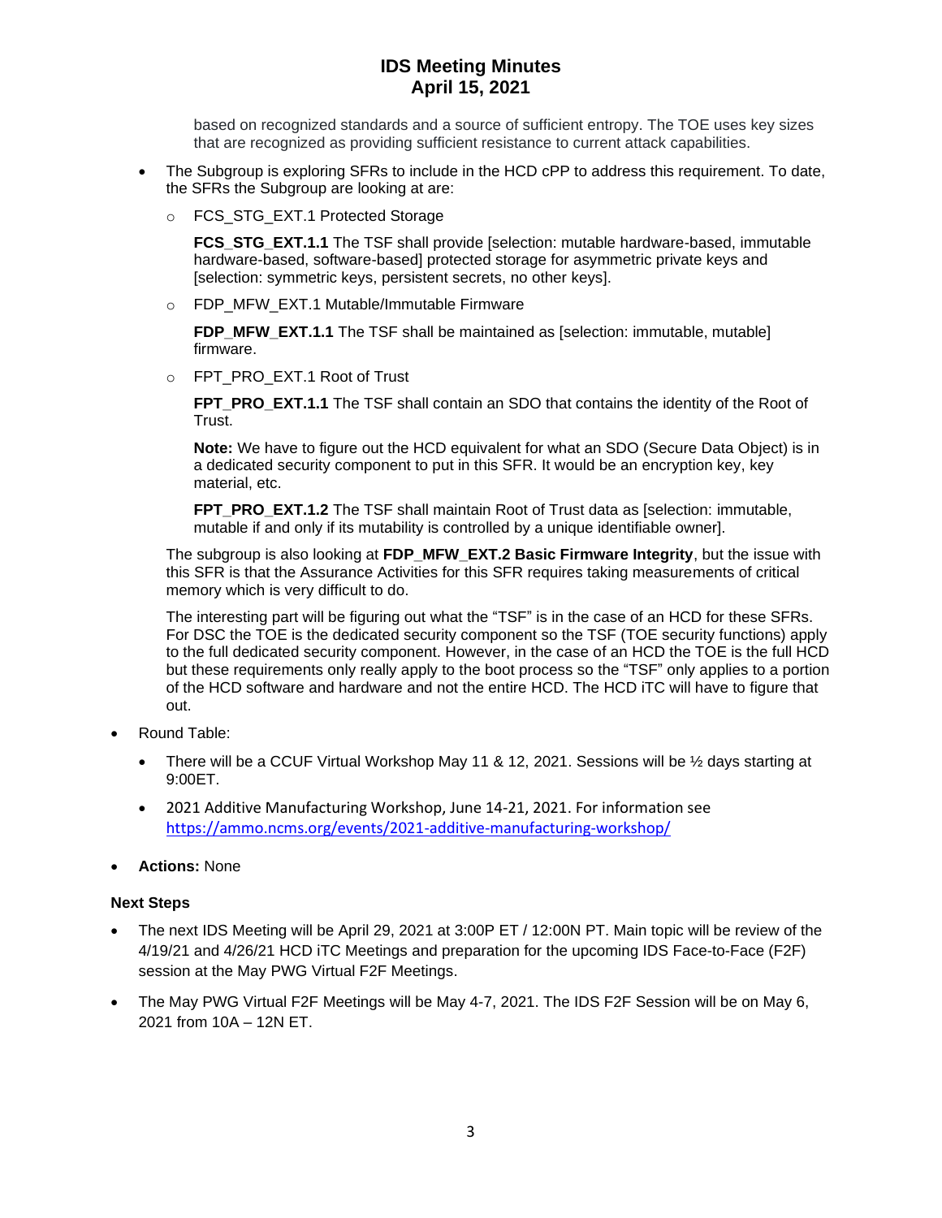based on recognized standards and a source of sufficient entropy. The TOE uses key sizes that are recognized as providing sufficient resistance to current attack capabilities.

- The Subgroup is exploring SFRs to include in the HCD cPP to address this requirement. To date, the SFRs the Subgroup are looking at are:
  - FCS_STG_EXT.1 Protected Storage

    **FCS_STG_EXT.1.1** The TSF shall provide [selection: mutable hardware-based, immutable hardware-based, software-based] protected storage for asymmetric private keys and [selection: symmetric keys, persistent secrets, no other keys].

  - FDP_MFW_EXT.1 Mutable/Immutable Firmware

    **FDP_MFW_EXT.1.1** The TSF shall be maintained as [selection: immutable, mutable] firmware.

  - FPT_PRO_EXT.1 Root of Trust

    **FPT_PRO_EXT.1.1** The TSF shall contain an SDO that contains the identity of the Root of Trust.

    **Note:** We have to figure out the HCD equivalent for what an SDO (Secure Data Object) is in a dedicated security component to put in this SFR. It would be an encryption key, key material, etc.

    **FPT_PRO_EXT.1.2** The TSF shall maintain Root of Trust data as [selection: immutable, mutable if and only if its mutability is controlled by a unique identifiable owner].

  The subgroup is also looking at **FDP_MFW_EXT.2 Basic Firmware Integrity**, but the issue with this SFR is that the Assurance Activities for this SFR requires taking measurements of critical memory which is very difficult to do.

  The interesting part will be figuring out what the "TSF" is in the case of an HCD for these SFRs. For DSC the TOE is the dedicated security component so the TSF (TOE security functions) apply to the full dedicated security component. However, in the case of an HCD the TOE is the full HCD but these requirements only really apply to the boot process so the "TSF" only applies to a portion of the HCD software and hardware and not the entire HCD. The HCD iTC will have to figure that out.

- Round Table:
  - There will be a CCUF Virtual Workshop May 11 & 12, 2021. Sessions will be ½ days starting at 9:00ET.
  - 2021 Additive Manufacturing Workshop, June 14-21, 2021. For information see [https://ammo.ncms.org/events/2021-additive-manufacturing-workshop/](https://ammo.ncms.org/events/2021-additive-manufacturing-workshop/)
- **Actions:** None

**Next Steps**

- The next IDS Meeting will be April 29, 2021 at 3:00P ET / 12:00N PT. Main topic will be review of the 4/19/21 and 4/26/21 HCD iTC Meetings and preparation for the upcoming IDS Face-to-Face (F2F) session at the May PWG Virtual F2F Meetings.
- The May PWG Virtual F2F Meetings will be May 4-7, 2021. The IDS F2F Session will be on May 6, 2021 from 10A – 12N ET.